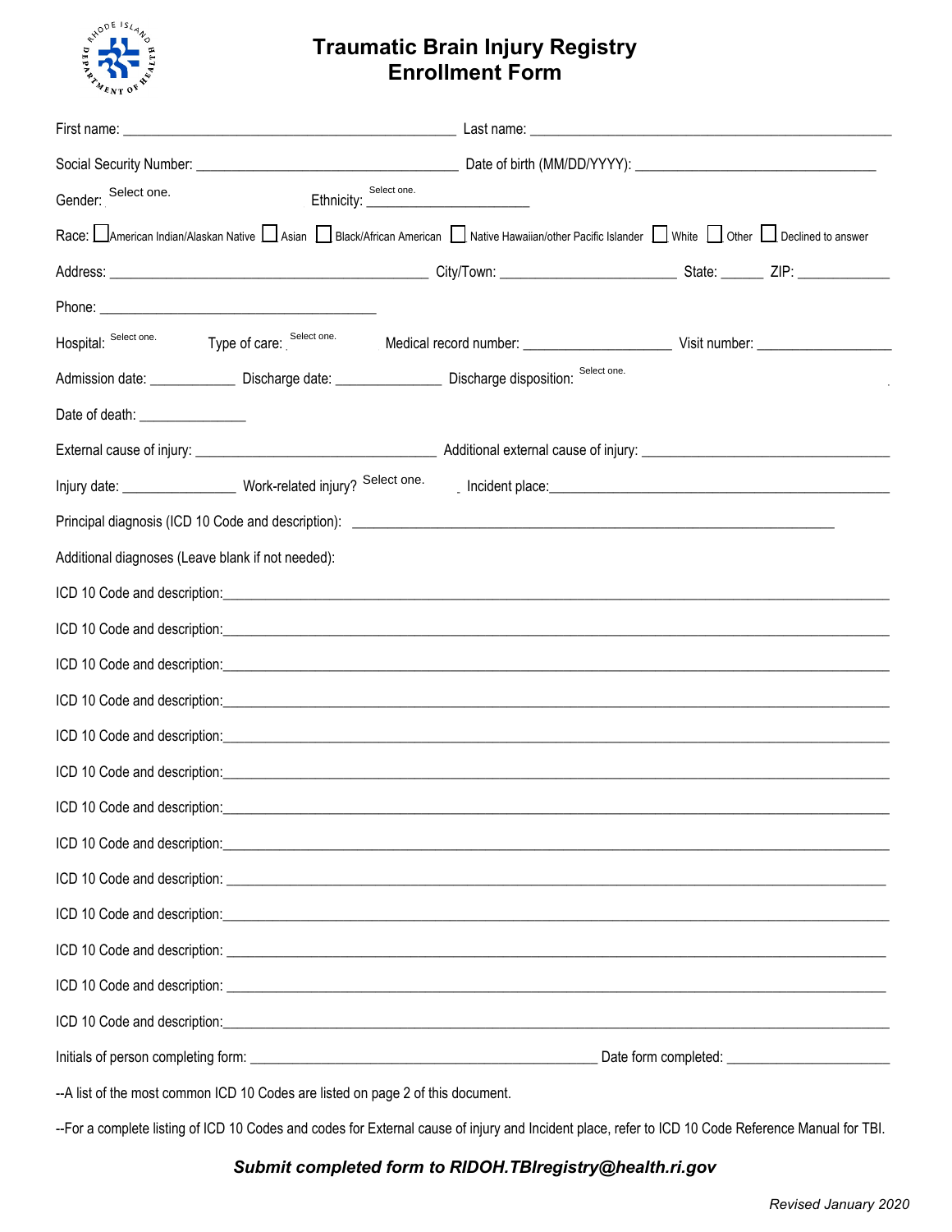# Traumatic Brain Injury Registry Enrollment Form

First name: ______________________________ Last name: ______________________________

Social Security Number: ______________________________ Date of birth (MM/DD/YYYY): ______________________________

Gender: Select one. Ethnicity: Select one.

Race: ☐ American Indian/Alaskan Native ☐ Asian ☐ Black/African American ☐ Native Hawaiian/other Pacific Islander ☐ White ☐ Other ☐ Declined to answer

Address: ______________________________ City/Town: ______________________ State: ______ ZIP: ____________

Phone: ______________________________

Hospital: Select one. Type of care: Select one. Medical record number: __________________ Visit number: __________________

Admission date: ___________ Discharge date: ______________ Discharge disposition: Select one.

Date of death: ______________

External cause of injury: ______________________________ Additional external cause of injury: ______________________________

Injury date: ______________ Work-related injury? Select one. Incident place: ______________________________

Principal diagnosis (ICD 10 Code and description): ______________________________

Additional diagnoses (Leave blank if not needed):

ICD 10 Code and description: ______________________________

ICD 10 Code and description: ______________________________

ICD 10 Code and description: ______________________________

ICD 10 Code and description: ______________________________

ICD 10 Code and description: ______________________________

ICD 10 Code and description: ______________________________

ICD 10 Code and description: ______________________________

ICD 10 Code and description: ______________________________

ICD 10 Code and description: ______________________________

ICD 10 Code and description: ______________________________

ICD 10 Code and description: ______________________________

ICD 10 Code and description: ______________________________

ICD 10 Code and description: ______________________________

Initials of person completing form: ______________________________ Date form completed: ______________________

--A list of the most common ICD 10 Codes are listed on page 2 of this document.

--For a complete listing of ICD 10 Codes and codes for External cause of injury and Incident place, refer to ICD 10 Code Reference Manual for TBI.

***Submit completed form to RIDOH.TBIregistry@health.ri.gov***

*Revised January 2020*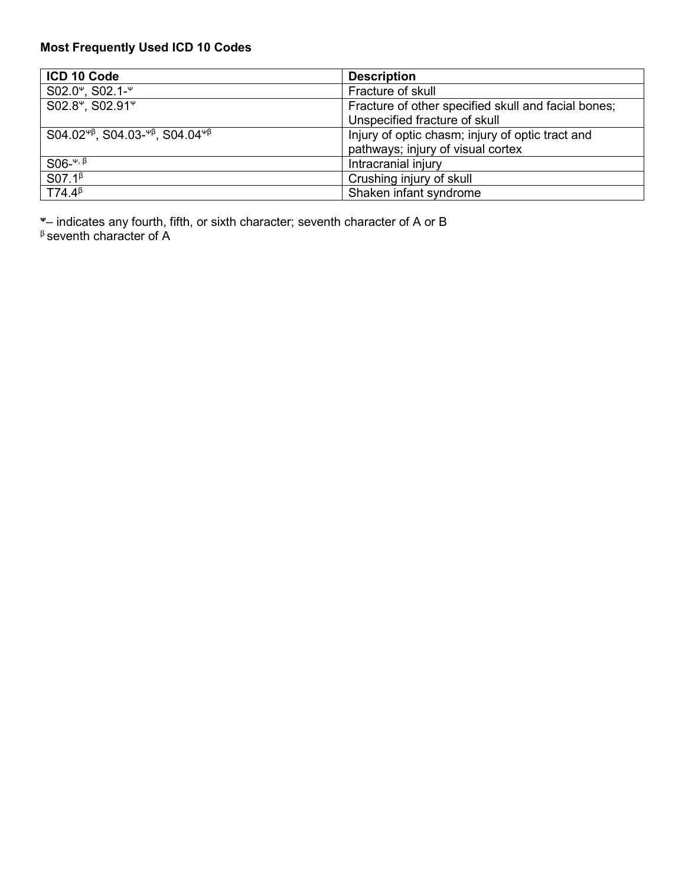**Most Frequently Used ICD 10 Codes**

| ICD 10 Code | Description |
| --- | --- |
| S02.0$^{\Psi}$, S02.1-$^{\Psi}$ | Fracture of skull |
| S02.8$^{\Psi}$, S02.91$^{\Psi}$ | Fracture of other specified skull and facial bones; Unspecified fracture of skull |
| S04.02$^{\Psi\beta}$, S04.03-$^{\Psi\beta}$, S04.04$^{\Psi\beta}$ | Injury of optic chasm; injury of optic tract and pathways; injury of visual cortex |
| S06-$^{\Psi,\beta}$ | Intracranial injury |
| S07.1$^{\beta}$ | Crushing injury of skull |
| T74.4$^{\beta}$ | Shaken infant syndrome |

$^{\Psi}$– indicates any fourth, fifth, or sixth character; seventh character of A or B
$^{\beta}$ seventh character of A